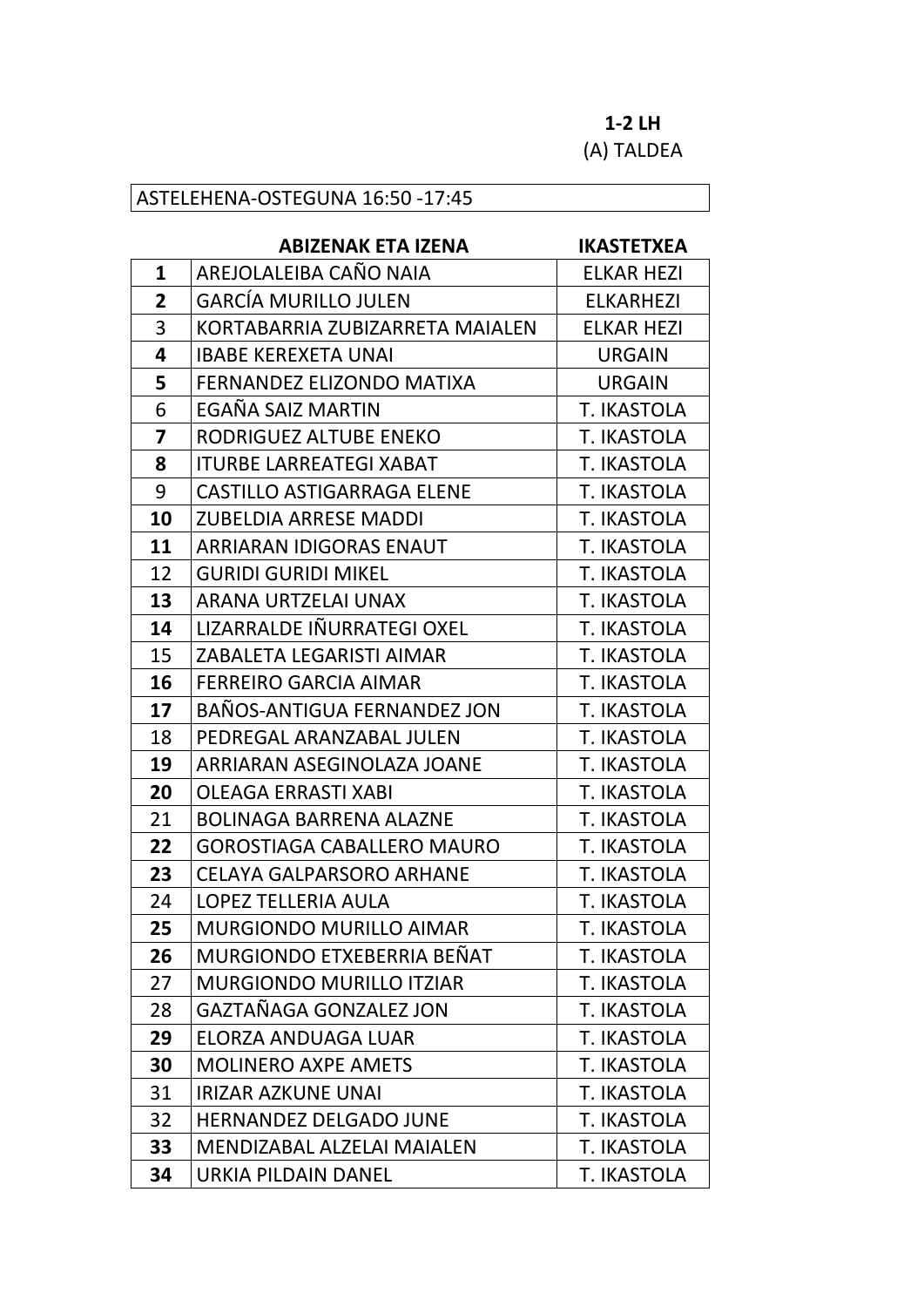**1-2 LH**

(A) TALDEA

ASTELEHENA-OSTEGUNA 16:50 -17:45

| | ABIZENAK ETA IZENA | IKASTETXEA |
|---|---|---|
| **1** | AREJOLALEIBA CAÑO NAIA | ELKAR HEZI |
| **2** | GARCÍA MURILLO JULEN | ELKARHEZI |
| 3 | KORTABARRIA ZUBIZARRETA MAIALEN | ELKAR HEZI |
| **4** | IBABE KEREXETA UNAI | URGAIN |
| **5** | FERNANDEZ ELIZONDO MATIXA | URGAIN |
| 6 | EGAÑA SAIZ MARTIN | T. IKASTOLA |
| **7** | RODRIGUEZ ALTUBE ENEKO | T. IKASTOLA |
| **8** | ITURBE LARREATEGI XABAT | T. IKASTOLA |
| 9 | CASTILLO ASTIGARRAGA ELENE | T. IKASTOLA |
| **10** | ZUBELDIA ARRESE MADDI | T. IKASTOLA |
| **11** | ARRIARAN IDIGORAS ENAUT | T. IKASTOLA |
| 12 | GURIDI GURIDI MIKEL | T. IKASTOLA |
| **13** | ARANA URTZELAI UNAX | T. IKASTOLA |
| **14** | LIZARRALDE IÑURRATEGI OXEL | T. IKASTOLA |
| 15 | ZABALETA LEGARISTI AIMAR | T. IKASTOLA |
| **16** | FERREIRO GARCIA AIMAR | T. IKASTOLA |
| **17** | BAÑOS-ANTIGUA FERNANDEZ JON | T. IKASTOLA |
| 18 | PEDREGAL ARANZABAL JULEN | T. IKASTOLA |
| **19** | ARRIARAN ASEGINOLAZA JOANE | T. IKASTOLA |
| **20** | OLEAGA ERRASTI XABI | T. IKASTOLA |
| 21 | BOLINAGA BARRENA ALAZNE | T. IKASTOLA |
| **22** | GOROSTIAGA CABALLERO MAURO | T. IKASTOLA |
| **23** | CELAYA GALPARSORO ARHANE | T. IKASTOLA |
| 24 | LOPEZ TELLERIA AULA | T. IKASTOLA |
| **25** | MURGIONDO MURILLO AIMAR | T. IKASTOLA |
| **26** | MURGIONDO ETXEBERRIA BEÑAT | T. IKASTOLA |
| 27 | MURGIONDO MURILLO ITZIAR | T. IKASTOLA |
| 28 | GAZTAÑAGA GONZALEZ JON | T. IKASTOLA |
| **29** | ELORZA ANDUAGA LUAR | T. IKASTOLA |
| **30** | MOLINERO AXPE AMETS | T. IKASTOLA |
| 31 | IRIZAR AZKUNE UNAI | T. IKASTOLA |
| 32 | HERNANDEZ DELGADO JUNE | T. IKASTOLA |
| **33** | MENDIZABAL ALZELAI MAIALEN | T. IKASTOLA |
| **34** | URKIA PILDAIN DANEL | T. IKASTOLA |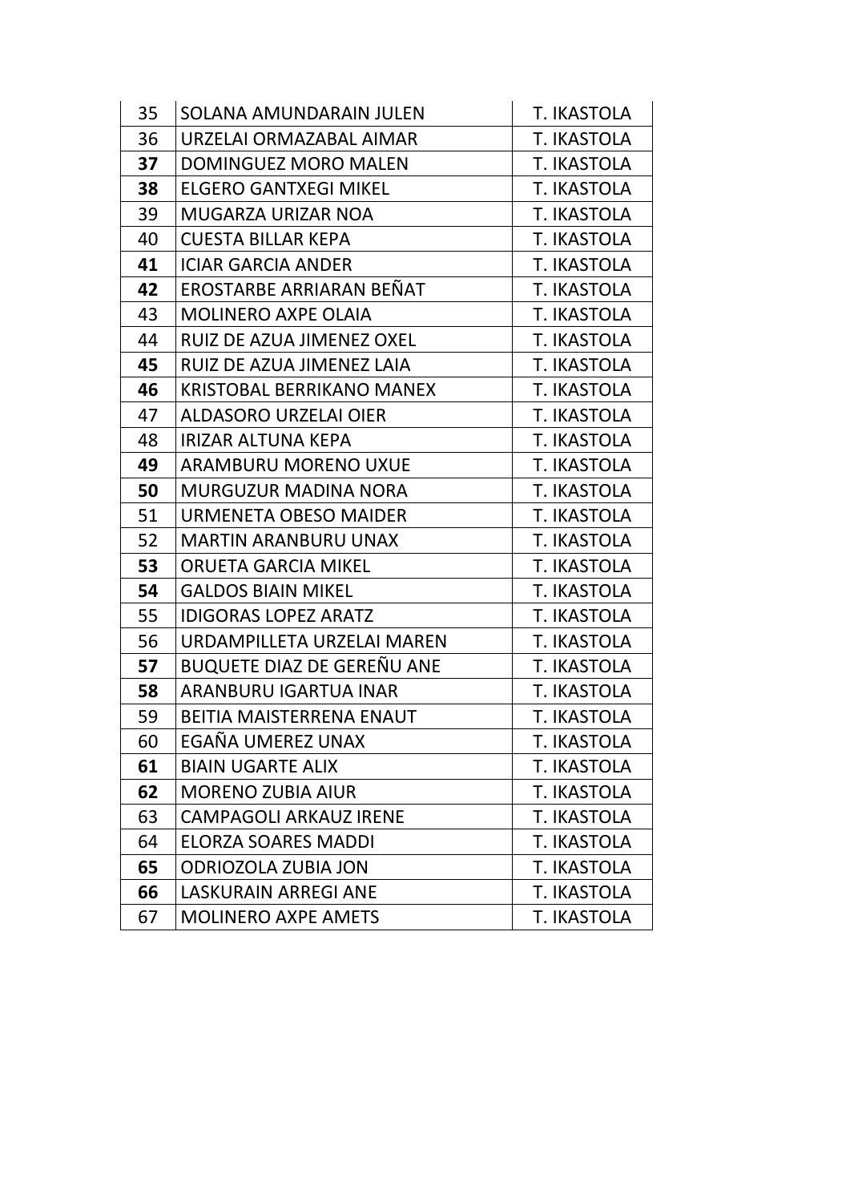| | | |
|---|---|---|
| 35 | SOLANA AMUNDARAIN JULEN | T. IKASTOLA |
| 36 | URZELAI ORMAZABAL AIMAR | T. IKASTOLA |
| **37** | DOMINGUEZ MORO MALEN | T. IKASTOLA |
| **38** | ELGERO GANTXEGI MIKEL | T. IKASTOLA |
| 39 | MUGARZA URIZAR NOA | T. IKASTOLA |
| 40 | CUESTA BILLAR KEPA | T. IKASTOLA |
| **41** | ICIAR GARCIA ANDER | T. IKASTOLA |
| **42** | EROSTARBE ARRIARAN BEÑAT | T. IKASTOLA |
| 43 | MOLINERO AXPE OLAIA | T. IKASTOLA |
| 44 | RUIZ DE AZUA JIMENEZ OXEL | T. IKASTOLA |
| **45** | RUIZ DE AZUA JIMENEZ LAIA | T. IKASTOLA |
| **46** | KRISTOBAL BERRIKANO MANEX | T. IKASTOLA |
| 47 | ALDASORO URZELAI OIER | T. IKASTOLA |
| 48 | IRIZAR ALTUNA KEPA | T. IKASTOLA |
| **49** | ARAMBURU MORENO UXUE | T. IKASTOLA |
| **50** | MURGUZUR MADINA NORA | T. IKASTOLA |
| 51 | URMENETA OBESO MAIDER | T. IKASTOLA |
| 52 | MARTIN ARANBURU UNAX | T. IKASTOLA |
| **53** | ORUETA GARCIA MIKEL | T. IKASTOLA |
| **54** | GALDOS BIAIN MIKEL | T. IKASTOLA |
| 55 | IDIGORAS LOPEZ ARATZ | T. IKASTOLA |
| 56 | URDAMPILLETA URZELAI MAREN | T. IKASTOLA |
| **57** | BUQUETE DIAZ DE GEREÑU ANE | T. IKASTOLA |
| **58** | ARANBURU IGARTUA INAR | T. IKASTOLA |
| 59 | BEITIA MAISTERRENA ENAUT | T. IKASTOLA |
| 60 | EGAÑA UMEREZ UNAX | T. IKASTOLA |
| **61** | BIAIN UGARTE ALIX | T. IKASTOLA |
| **62** | MORENO ZUBIA AIUR | T. IKASTOLA |
| 63 | CAMPAGOLI ARKAUZ IRENE | T. IKASTOLA |
| 64 | ELORZA SOARES MADDI | T. IKASTOLA |
| **65** | ODRIOZOLA ZUBIA JON | T. IKASTOLA |
| **66** | LASKURAIN ARREGI ANE | T. IKASTOLA |
| 67 | MOLINERO AXPE AMETS | T. IKASTOLA |